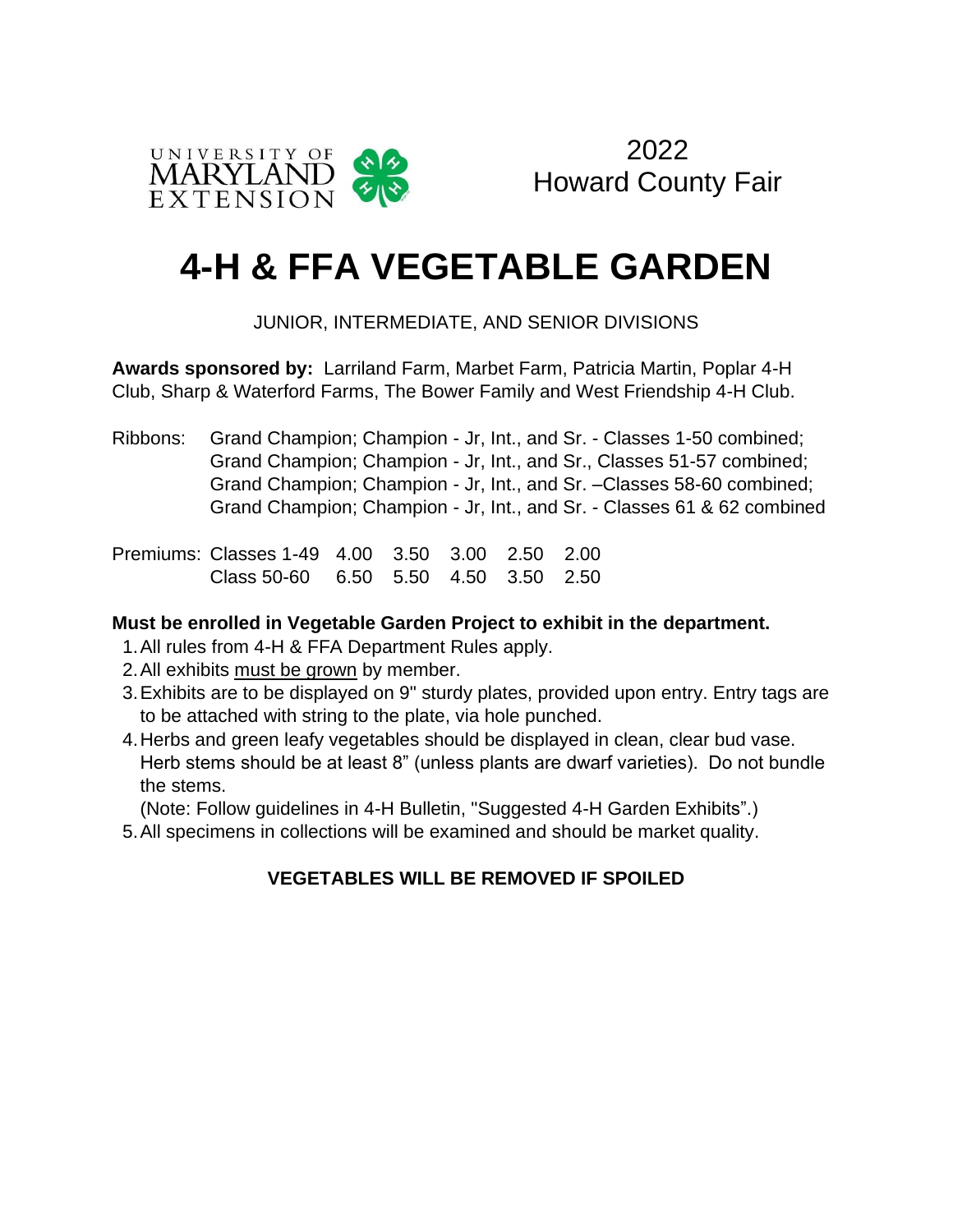UNIVERSITY OF MARYLAND EXTENSION

2022
Howard County Fair

# 4-H & FFA VEGETABLE GARDEN

JUNIOR, INTERMEDIATE, AND SENIOR DIVISIONS

**Awards sponsored by:** Larriland Farm, Marbet Farm, Patricia Martin, Poplar 4-H Club, Sharp & Waterford Farms, The Bower Family and West Friendship 4-H Club.

Ribbons: Grand Champion; Champion - Jr, Int., and Sr. - Classes 1-50 combined;
Grand Champion; Champion - Jr, Int., and Sr., Classes 51-57 combined;
Grand Champion; Champion - Jr, Int., and Sr. –Classes 58-60 combined;
Grand Champion; Champion - Jr, Int., and Sr. - Classes 61 & 62 combined

| Premiums: | | | | | |
|---|---|---|---|---|---|
| Classes 1-49 | 4.00 | 3.50 | 3.00 | 2.50 | 2.00 |
| Class 50-60 | 6.50 | 5.50 | 4.50 | 3.50 | 2.50 |

**Must be enrolled in Vegetable Garden Project to exhibit in the department.**

1. All rules from 4-H & FFA Department Rules apply.
2. All exhibits must be grown by member.
3. Exhibits are to be displayed on 9" sturdy plates, provided upon entry. Entry tags are to be attached with string to the plate, via hole punched.
4. Herbs and green leafy vegetables should be displayed in clean, clear bud vase. Herb stems should be at least 8" (unless plants are dwarf varieties). Do not bundle the stems.
   (Note: Follow guidelines in 4-H Bulletin, "Suggested 4-H Garden Exhibits".)
5. All specimens in collections will be examined and should be market quality.

**VEGETABLES WILL BE REMOVED IF SPOILED**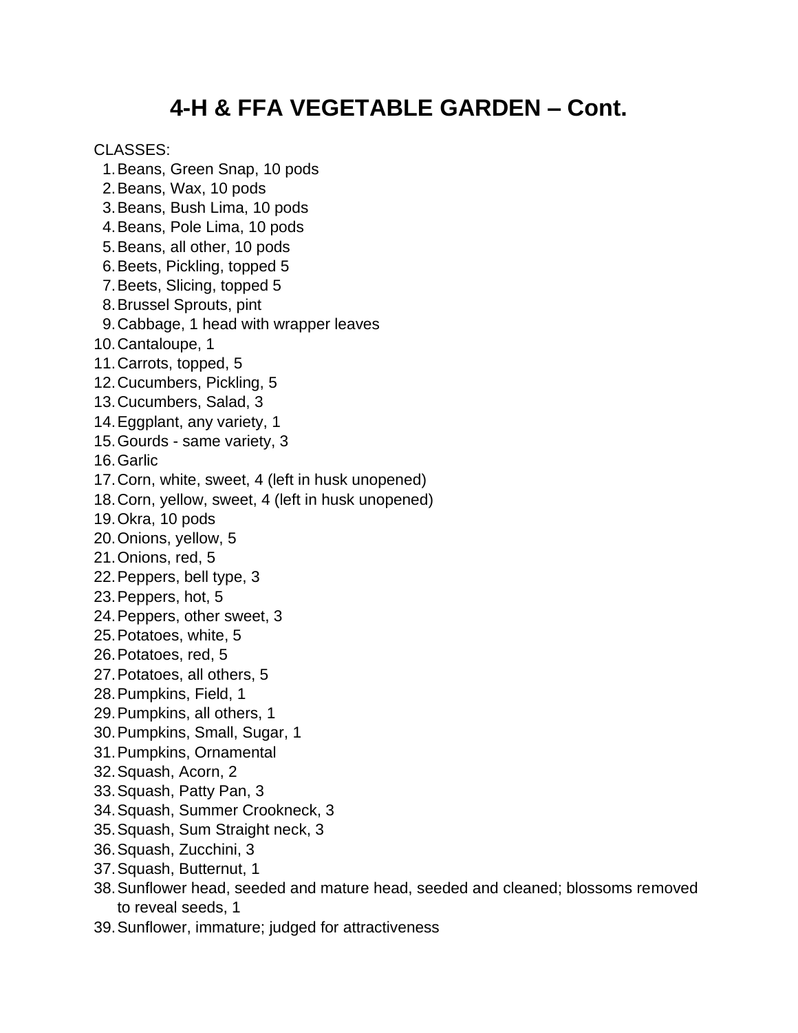# 4-H & FFA VEGETABLE GARDEN – Cont.

CLASSES:

1. Beans, Green Snap, 10 pods
2. Beans, Wax, 10 pods
3. Beans, Bush Lima, 10 pods
4. Beans, Pole Lima, 10 pods
5. Beans, all other, 10 pods
6. Beets, Pickling, topped 5
7. Beets, Slicing, topped 5
8. Brussel Sprouts, pint
9. Cabbage, 1 head with wrapper leaves
10. Cantaloupe, 1
11. Carrots, topped, 5
12. Cucumbers, Pickling, 5
13. Cucumbers, Salad, 3
14. Eggplant, any variety, 1
15. Gourds - same variety, 3
16. Garlic
17. Corn, white, sweet, 4 (left in husk unopened)
18. Corn, yellow, sweet, 4 (left in husk unopened)
19. Okra, 10 pods
20. Onions, yellow, 5
21. Onions, red, 5
22. Peppers, bell type, 3
23. Peppers, hot, 5
24. Peppers, other sweet, 3
25. Potatoes, white, 5
26. Potatoes, red, 5
27. Potatoes, all others, 5
28. Pumpkins, Field, 1
29. Pumpkins, all others, 1
30. Pumpkins, Small, Sugar, 1
31. Pumpkins, Ornamental
32. Squash, Acorn, 2
33. Squash, Patty Pan, 3
34. Squash, Summer Crookneck, 3
35. Squash, Sum Straight neck, 3
36. Squash, Zucchini, 3
37. Squash, Butternut, 1
38. Sunflower head, seeded and mature head, seeded and cleaned; blossoms removed to reveal seeds, 1
39. Sunflower, immature; judged for attractiveness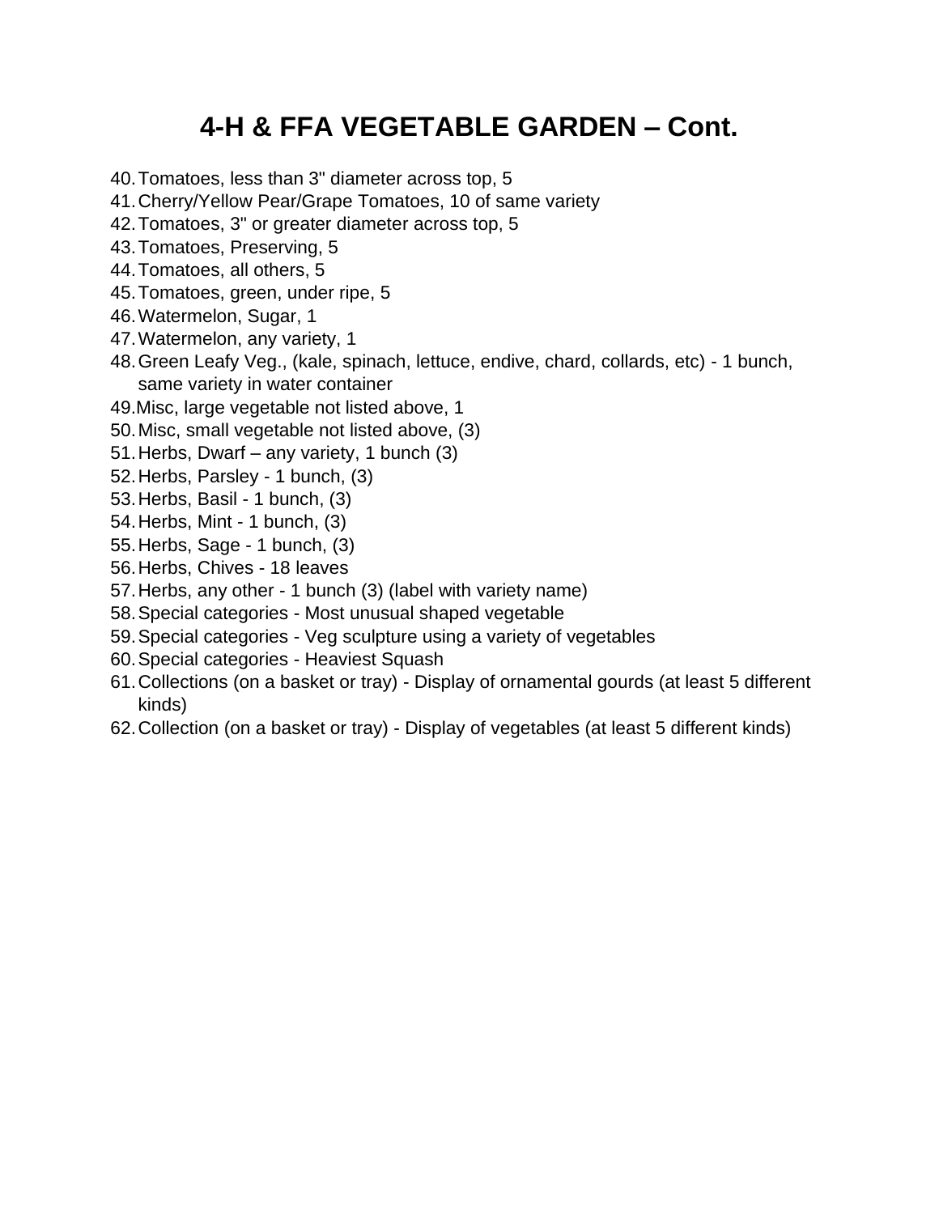# 4-H & FFA VEGETABLE GARDEN – Cont.

40. Tomatoes, less than 3" diameter across top, 5
41. Cherry/Yellow Pear/Grape Tomatoes, 10 of same variety
42. Tomatoes, 3" or greater diameter across top, 5
43. Tomatoes, Preserving, 5
44. Tomatoes, all others, 5
45. Tomatoes, green, under ripe, 5
46. Watermelon, Sugar, 1
47. Watermelon, any variety, 1
48. Green Leafy Veg., (kale, spinach, lettuce, endive, chard, collards, etc) - 1 bunch, same variety in water container
49. Misc, large vegetable not listed above, 1
50. Misc, small vegetable not listed above, (3)
51. Herbs, Dwarf – any variety, 1 bunch (3)
52. Herbs, Parsley - 1 bunch, (3)
53. Herbs, Basil - 1 bunch, (3)
54. Herbs, Mint - 1 bunch, (3)
55. Herbs, Sage - 1 bunch, (3)
56. Herbs, Chives - 18 leaves
57. Herbs, any other - 1 bunch (3) (label with variety name)
58. Special categories - Most unusual shaped vegetable
59. Special categories - Veg sculpture using a variety of vegetables
60. Special categories - Heaviest Squash
61. Collections (on a basket or tray) - Display of ornamental gourds (at least 5 different kinds)
62. Collection (on a basket or tray) - Display of vegetables (at least 5 different kinds)